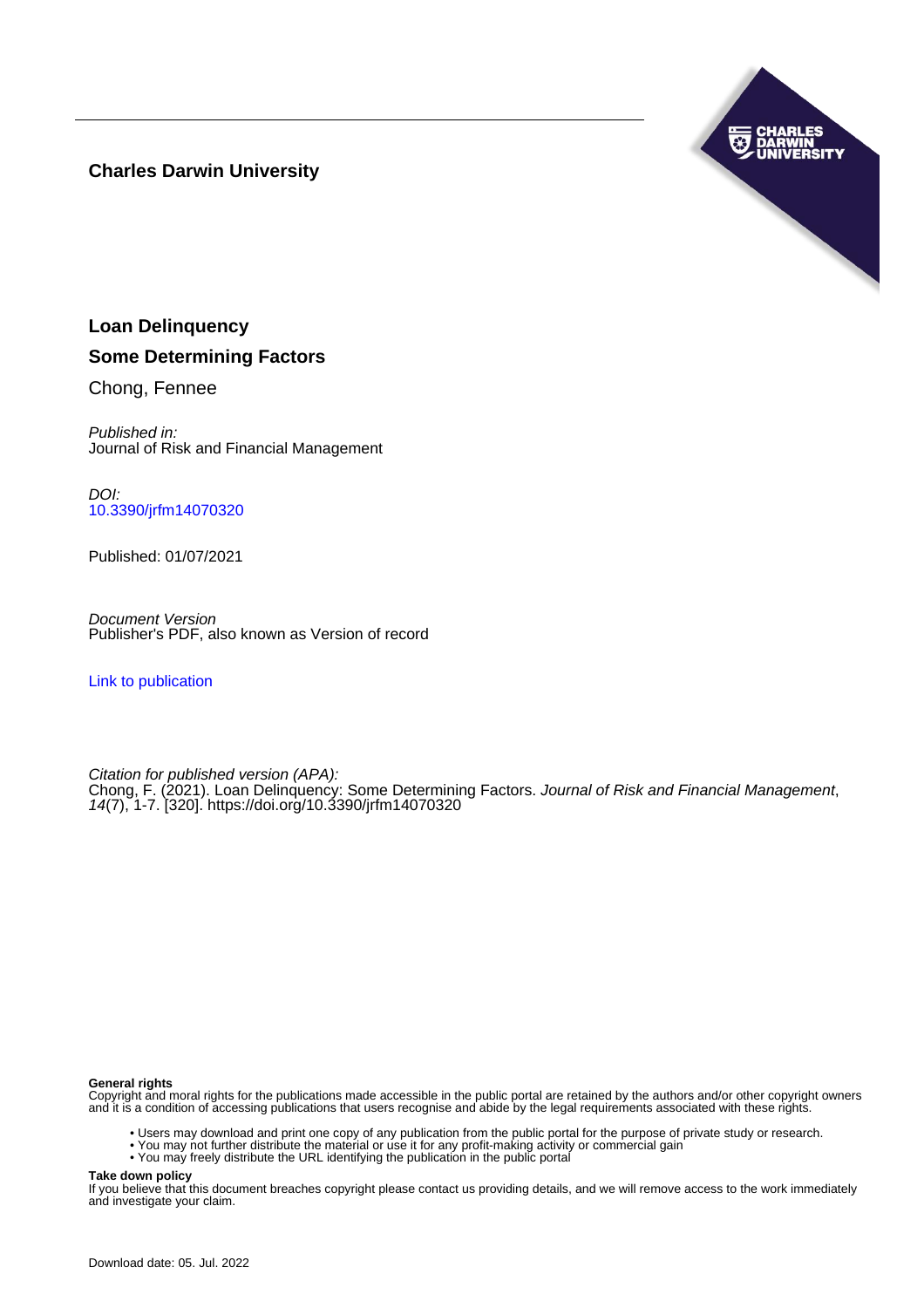**Charles Darwin University**

# Loan Delinquency

## Some Determining Factors

Chong, Fennee

*Published in:*
Journal of Risk and Financial Management

*DOI:*
10.3390/jrfm14070320

Published: 01/07/2021

*Document Version*
Publisher's PDF, also known as Version of record

Link to publication

*Citation for published version (APA):*
Chong, F. (2021). Loan Delinquency: Some Determining Factors. *Journal of Risk and Financial Management*, *14*(7), 1-7. [320]. https://doi.org/10.3390/jrfm14070320

**General rights**
Copyright and moral rights for the publications made accessible in the public portal are retained by the authors and/or other copyright owners and it is a condition of accessing publications that users recognise and abide by the legal requirements associated with these rights.

- Users may download and print one copy of any publication from the public portal for the purpose of private study or research.
- You may not further distribute the material or use it for any profit-making activity or commercial gain
- You may freely distribute the URL identifying the publication in the public portal

**Take down policy**
If you believe that this document breaches copyright please contact us providing details, and we will remove access to the work immediately and investigate your claim.

Download date: 05. Jul. 2022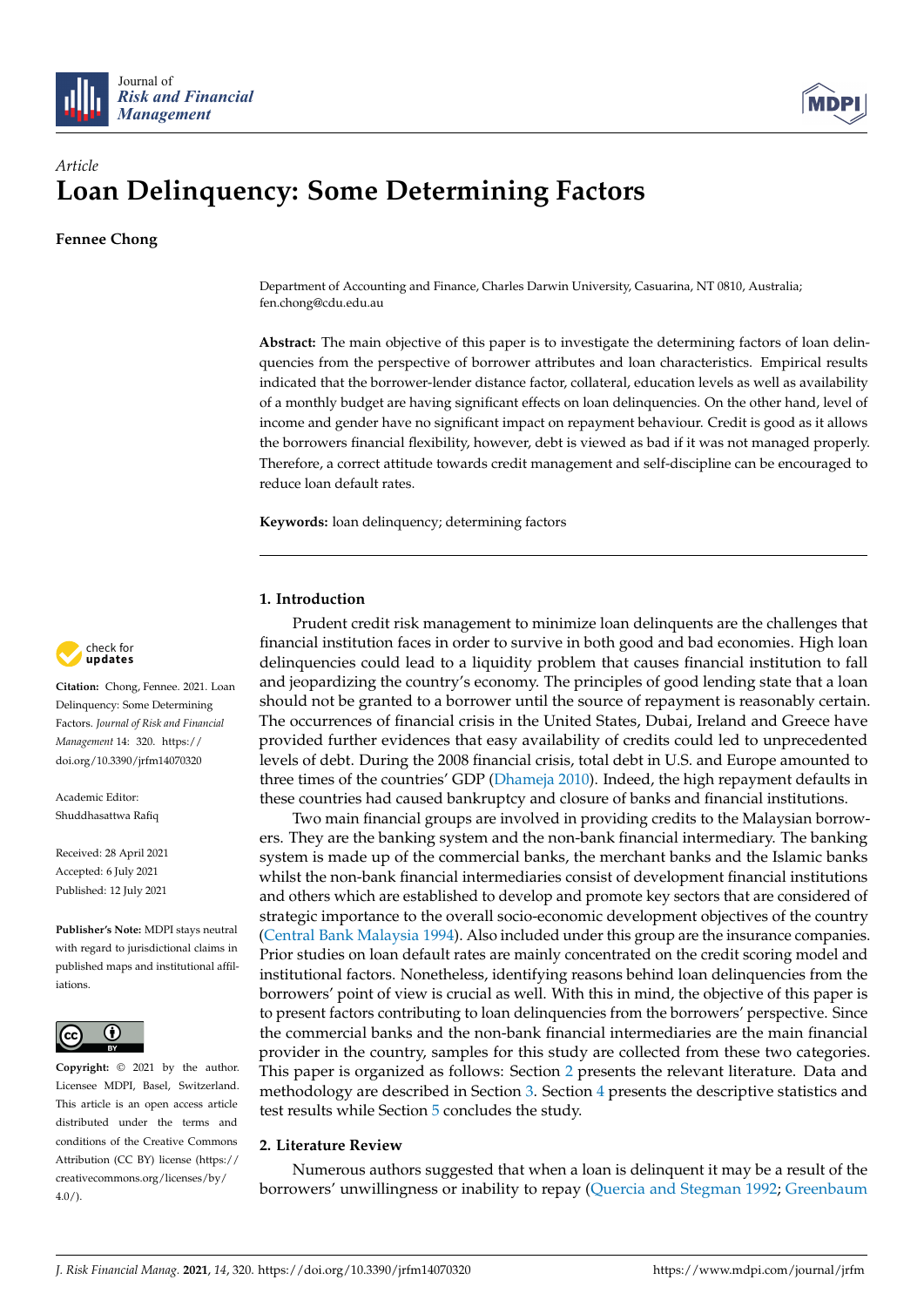Article

# Loan Delinquency: Some Determining Factors

**Fennee Chong**

Department of Accounting and Finance, Charles Darwin University, Casuarina, NT 0810, Australia; fen.chong@cdu.edu.au

**Abstract:** The main objective of this paper is to investigate the determining factors of loan delinquencies from the perspective of borrower attributes and loan characteristics. Empirical results indicated that the borrower-lender distance factor, collateral, education levels as well as availability of a monthly budget are having significant effects on loan delinquencies. On the other hand, level of income and gender have no significant impact on repayment behaviour. Credit is good as it allows the borrowers financial flexibility, however, debt is viewed as bad if it was not managed properly. Therefore, a correct attitude towards credit management and self-discipline can be encouraged to reduce loan default rates.

**Keywords:** loan delinquency; determining factors

**Citation:** Chong, Fennee. 2021. Loan Delinquency: Some Determining Factors. *Journal of Risk and Financial Management* 14: 320. https://doi.org/10.3390/jrfm14070320

Academic Editor: Shuddhasattwa Rafiq

Received: 28 April 2021
Accepted: 6 July 2021
Published: 12 July 2021

**Publisher's Note:** MDPI stays neutral with regard to jurisdictional claims in published maps and institutional affiliations.

**Copyright:** © 2021 by the author. Licensee MDPI, Basel, Switzerland. This article is an open access article distributed under the terms and conditions of the Creative Commons Attribution (CC BY) license (https://creativecommons.org/licenses/by/4.0/).

## 1. Introduction

Prudent credit risk management to minimize loan delinquents are the challenges that financial institution faces in order to survive in both good and bad economies. High loan delinquencies could lead to a liquidity problem that causes financial institution to fall and jeopardizing the country's economy. The principles of good lending state that a loan should not be granted to a borrower until the source of repayment is reasonably certain. The occurrences of financial crisis in the United States, Dubai, Ireland and Greece have provided further evidences that easy availability of credits could led to unprecedented levels of debt. During the 2008 financial crisis, total debt in U.S. and Europe amounted to three times of the countries' GDP (Dhameja 2010). Indeed, the high repayment defaults in these countries had caused bankruptcy and closure of banks and financial institutions.

Two main financial groups are involved in providing credits to the Malaysian borrowers. They are the banking system and the non-bank financial intermediary. The banking system is made up of the commercial banks, the merchant banks and the Islamic banks whilst the non-bank financial intermediaries consist of development financial institutions and others which are established to develop and promote key sectors that are considered of strategic importance to the overall socio-economic development objectives of the country (Central Bank Malaysia 1994). Also included under this group are the insurance companies. Prior studies on loan default rates are mainly concentrated on the credit scoring model and institutional factors. Nonetheless, identifying reasons behind loan delinquencies from the borrowers' point of view is crucial as well. With this in mind, the objective of this paper is to present factors contributing to loan delinquencies from the borrowers' perspective. Since the commercial banks and the non-bank financial intermediaries are the main financial provider in the country, samples for this study are collected from these two categories. This paper is organized as follows: Section 2 presents the relevant literature. Data and methodology are described in Section 3. Section 4 presents the descriptive statistics and test results while Section 5 concludes the study.

## 2. Literature Review

Numerous authors suggested that when a loan is delinquent it may be a result of the borrowers' unwillingness or inability to repay (Quercia and Stegman 1992; Greenbaum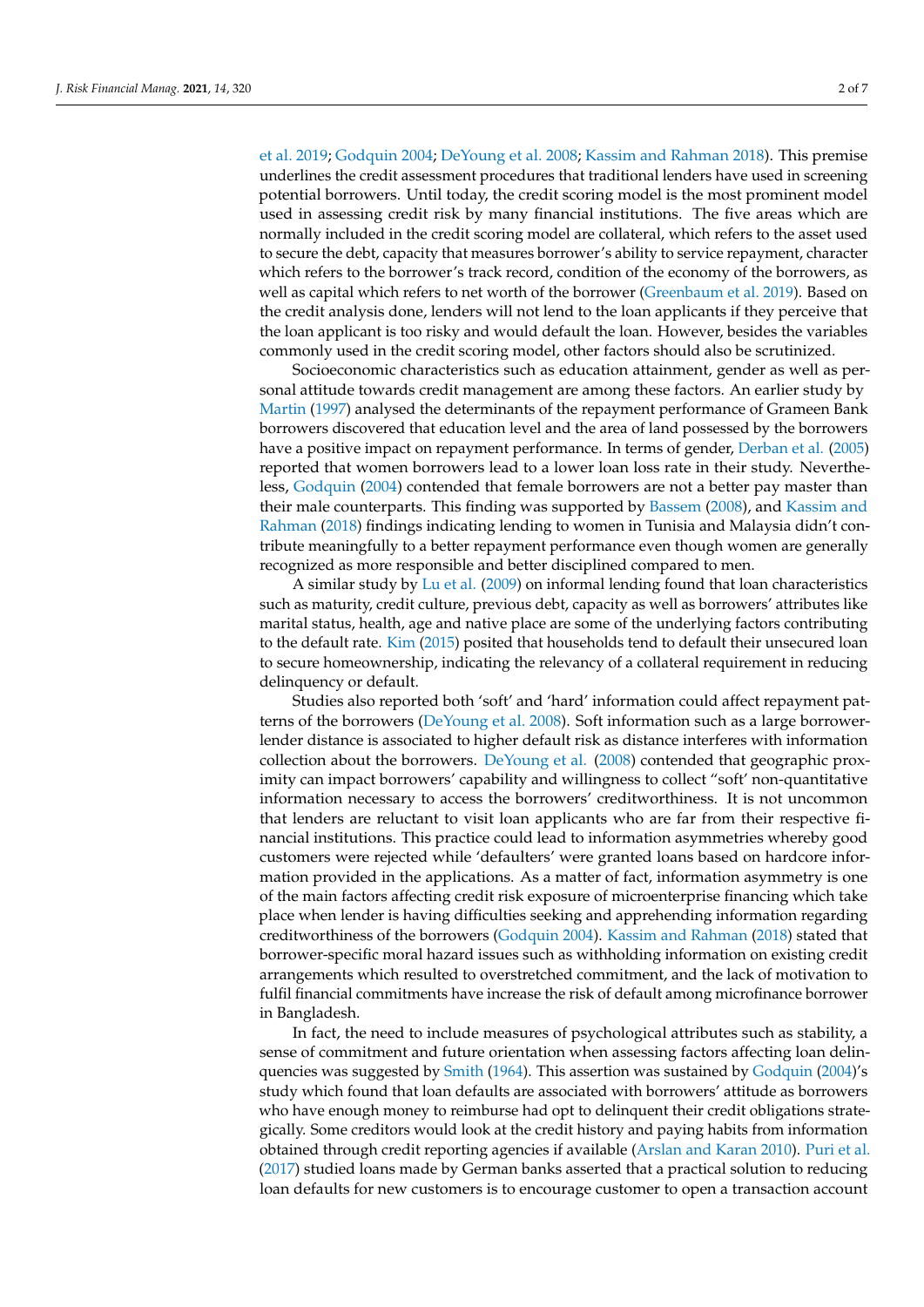et al. 2019; Godquin 2004; DeYoung et al. 2008; Kassim and Rahman 2018). This premise underlines the credit assessment procedures that traditional lenders have used in screening potential borrowers. Until today, the credit scoring model is the most prominent model used in assessing credit risk by many financial institutions. The five areas which are normally included in the credit scoring model are collateral, which refers to the asset used to secure the debt, capacity that measures borrower's ability to service repayment, character which refers to the borrower's track record, condition of the economy of the borrowers, as well as capital which refers to net worth of the borrower (Greenbaum et al. 2019). Based on the credit analysis done, lenders will not lend to the loan applicants if they perceive that the loan applicant is too risky and would default the loan. However, besides the variables commonly used in the credit scoring model, other factors should also be scrutinized.

Socioeconomic characteristics such as education attainment, gender as well as personal attitude towards credit management are among these factors. An earlier study by Martin (1997) analysed the determinants of the repayment performance of Grameen Bank borrowers discovered that education level and the area of land possessed by the borrowers have a positive impact on repayment performance. In terms of gender, Derban et al. (2005) reported that women borrowers lead to a lower loan loss rate in their study. Nevertheless, Godquin (2004) contended that female borrowers are not a better pay master than their male counterparts. This finding was supported by Bassem (2008), and Kassim and Rahman (2018) findings indicating lending to women in Tunisia and Malaysia didn't contribute meaningfully to a better repayment performance even though women are generally recognized as more responsible and better disciplined compared to men.

A similar study by Lu et al. (2009) on informal lending found that loan characteristics such as maturity, credit culture, previous debt, capacity as well as borrowers' attributes like marital status, health, age and native place are some of the underlying factors contributing to the default rate. Kim (2015) posited that households tend to default their unsecured loan to secure homeownership, indicating the relevancy of a collateral requirement in reducing delinquency or default.

Studies also reported both 'soft' and 'hard' information could affect repayment patterns of the borrowers (DeYoung et al. 2008). Soft information such as a large borrower-lender distance is associated to higher default risk as distance interferes with information collection about the borrowers. DeYoung et al. (2008) contended that geographic proximity can impact borrowers' capability and willingness to collect "soft' non-quantitative information necessary to access the borrowers' creditworthiness. It is not uncommon that lenders are reluctant to visit loan applicants who are far from their respective financial institutions. This practice could lead to information asymmetries whereby good customers were rejected while 'defaulters' were granted loans based on hardcore information provided in the applications. As a matter of fact, information asymmetry is one of the main factors affecting credit risk exposure of microenterprise financing which take place when lender is having difficulties seeking and apprehending information regarding creditworthiness of the borrowers (Godquin 2004). Kassim and Rahman (2018) stated that borrower-specific moral hazard issues such as withholding information on existing credit arrangements which resulted to overstretched commitment, and the lack of motivation to fulfil financial commitments have increase the risk of default among microfinance borrower in Bangladesh.

In fact, the need to include measures of psychological attributes such as stability, a sense of commitment and future orientation when assessing factors affecting loan delinquencies was suggested by Smith (1964). This assertion was sustained by Godquin (2004)'s study which found that loan defaults are associated with borrowers' attitude as borrowers who have enough money to reimburse had opt to delinquent their credit obligations strategically. Some creditors would look at the credit history and paying habits from information obtained through credit reporting agencies if available (Arslan and Karan 2010). Puri et al. (2017) studied loans made by German banks asserted that a practical solution to reducing loan defaults for new customers is to encourage customer to open a transaction account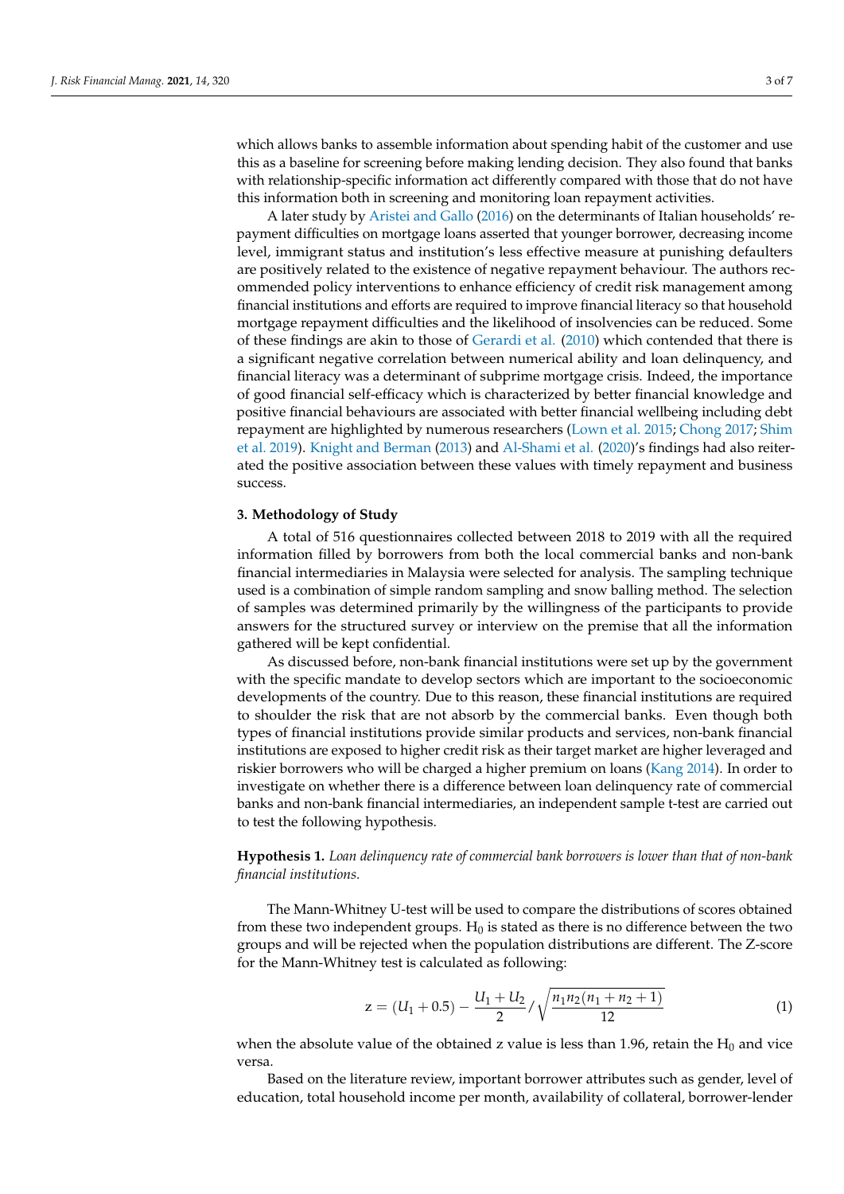which allows banks to assemble information about spending habit of the customer and use this as a baseline for screening before making lending decision. They also found that banks with relationship-specific information act differently compared with those that do not have this information both in screening and monitoring loan repayment activities.

A later study by Aristei and Gallo (2016) on the determinants of Italian households' repayment difficulties on mortgage loans asserted that younger borrower, decreasing income level, immigrant status and institution's less effective measure at punishing defaulters are positively related to the existence of negative repayment behaviour. The authors recommended policy interventions to enhance efficiency of credit risk management among financial institutions and efforts are required to improve financial literacy so that household mortgage repayment difficulties and the likelihood of insolvencies can be reduced. Some of these findings are akin to those of Gerardi et al. (2010) which contended that there is a significant negative correlation between numerical ability and loan delinquency, and financial literacy was a determinant of subprime mortgage crisis. Indeed, the importance of good financial self-efficacy which is characterized by better financial knowledge and positive financial behaviours are associated with better financial wellbeing including debt repayment are highlighted by numerous researchers (Lown et al. 2015; Chong 2017; Shim et al. 2019). Knight and Berman (2013) and Al-Shami et al. (2020)'s findings had also reiterated the positive association between these values with timely repayment and business success.

## 3. Methodology of Study

A total of 516 questionnaires collected between 2018 to 2019 with all the required information filled by borrowers from both the local commercial banks and non-bank financial intermediaries in Malaysia were selected for analysis. The sampling technique used is a combination of simple random sampling and snow balling method. The selection of samples was determined primarily by the willingness of the participants to provide answers for the structured survey or interview on the premise that all the information gathered will be kept confidential.

As discussed before, non-bank financial institutions were set up by the government with the specific mandate to develop sectors which are important to the socioeconomic developments of the country. Due to this reason, these financial institutions are required to shoulder the risk that are not absorb by the commercial banks. Even though both types of financial institutions provide similar products and services, non-bank financial institutions are exposed to higher credit risk as their target market are higher leveraged and riskier borrowers who will be charged a higher premium on loans (Kang 2014). In order to investigate on whether there is a difference between loan delinquency rate of commercial banks and non-bank financial intermediaries, an independent sample t-test are carried out to test the following hypothesis.

**Hypothesis 1.** *Loan delinquency rate of commercial bank borrowers is lower than that of non-bank financial institutions.*

The Mann-Whitney U-test will be used to compare the distributions of scores obtained from these two independent groups. $H_0$ is stated as there is no difference between the two groups and will be rejected when the population distributions are different. The Z-score for the Mann-Whitney test is calculated as following:

$$z = (U_1 + 0.5) - \frac{U_1 + U_2}{2} / \sqrt{\frac{n_1 n_2 (n_1 + n_2 + 1)}{12}} \tag{1}$$

when the absolute value of the obtained z value is less than 1.96, retain the $H_0$ and vice versa.

Based on the literature review, important borrower attributes such as gender, level of education, total household income per month, availability of collateral, borrower-lender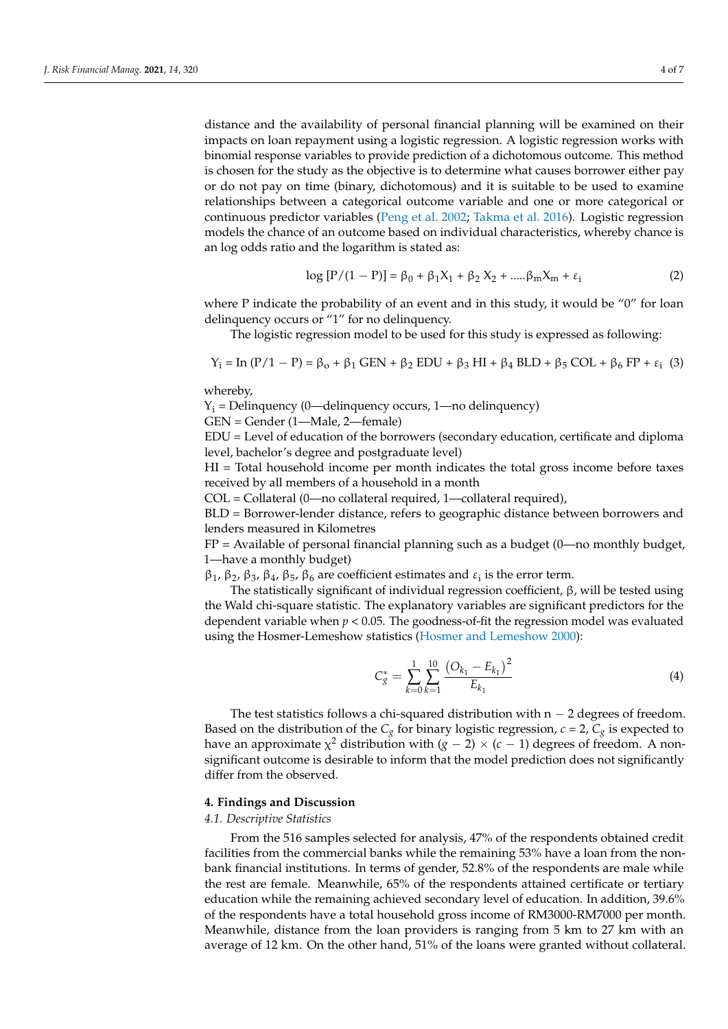distance and the availability of personal financial planning will be examined on their impacts on loan repayment using a logistic regression. A logistic regression works with binomial response variables to provide prediction of a dichotomous outcome. This method is chosen for the study as the objective is to determine what causes borrower either pay or do not pay on time (binary, dichotomous) and it is suitable to be used to examine relationships between a categorical outcome variable and one or more categorical or continuous predictor variables (Peng et al. 2002; Takma et al. 2016). Logistic regression models the chance of an outcome based on individual characteristics, whereby chance is an log odds ratio and the logarithm is stated as:

$$\log\left[P/(1-P)\right] = \beta_0 + \beta_1 X_1 + \beta_2 X_2 + \ldots.\beta_m X_m + \varepsilon_i \tag{2}$$

where P indicate the probability of an event and in this study, it would be "0" for loan delinquency occurs or "1" for no delinquency.

The logistic regression model to be used for this study is expressed as following:

$$Y_i = \text{In}\,(P/1-P) = \beta_o + \beta_1\,\text{GEN} + \beta_2\,\text{EDU} + \beta_3\,\text{HI} + \beta_4\,\text{BLD} + \beta_5\,\text{COL} + \beta_6\,\text{FP} + \varepsilon_i \tag{3}$$

whereby,

$Y_i$ = Delinquency (0—delinquency occurs, 1—no delinquency)
GEN = Gender (1—Male, 2—female)
EDU = Level of education of the borrowers (secondary education, certificate and diploma level, bachelor's degree and postgraduate level)
HI = Total household income per month indicates the total gross income before taxes received by all members of a household in a month
COL = Collateral (0—no collateral required, 1—collateral required),
BLD = Borrower-lender distance, refers to geographic distance between borrowers and lenders measured in Kilometres
FP = Available of personal financial planning such as a budget (0—no monthly budget, 1—have a monthly budget)
$\beta_1$, $\beta_2$, $\beta_3$, $\beta_4$, $\beta_5$, $\beta_6$ are coefficient estimates and $\varepsilon_i$ is the error term.

The statistically significant of individual regression coefficient, $\beta$, will be tested using the Wald chi-square statistic. The explanatory variables are significant predictors for the dependent variable when $p < 0.05$. The goodness-of-fit the regression model was evaluated using the Hosmer-Lemeshow statistics (Hosmer and Lemeshow 2000):

$$C_g^* = \sum_{k=0}^{1} \sum_{k=1}^{10} \frac{\left(O_{k_1} - E_{k_1}\right)^2}{E_{k_1}} \tag{4}$$

The test statistics follows a chi-squared distribution with $n-2$ degrees of freedom. Based on the distribution of the $C_g$ for binary logistic regression, $c = 2$, $C_g$ is expected to have an approximate $\chi^2$ distribution with $(g-2) \times (c-1)$ degrees of freedom. A non-significant outcome is desirable to inform that the model prediction does not significantly differ from the observed.

## 4. Findings and Discussion

### *4.1. Descriptive Statistics*

From the 516 samples selected for analysis, 47% of the respondents obtained credit facilities from the commercial banks while the remaining 53% have a loan from the non-bank financial institutions. In terms of gender, 52.8% of the respondents are male while the rest are female. Meanwhile, 65% of the respondents attained certificate or tertiary education while the remaining achieved secondary level of education. In addition, 39.6% of the respondents have a total household gross income of RM3000-RM7000 per month. Meanwhile, distance from the loan providers is ranging from 5 km to 27 km with an average of 12 km. On the other hand, 51% of the loans were granted without collateral.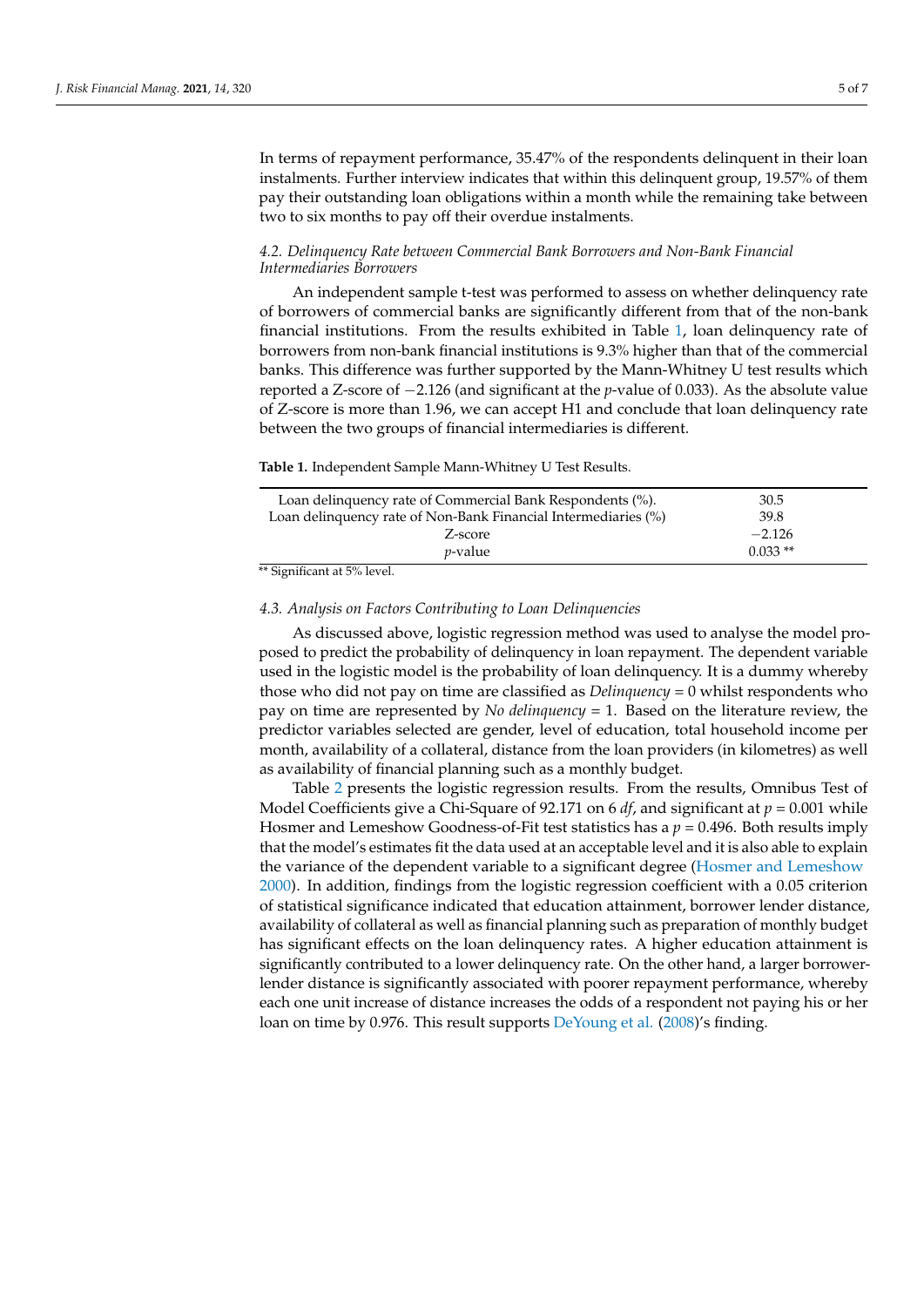In terms of repayment performance, 35.47% of the respondents delinquent in their loan instalments. Further interview indicates that within this delinquent group, 19.57% of them pay their outstanding loan obligations within a month while the remaining take between two to six months to pay off their overdue instalments.

### 4.2. Delinquency Rate between Commercial Bank Borrowers and Non-Bank Financial Intermediaries Borrowers

An independent sample t-test was performed to assess on whether delinquency rate of borrowers of commercial banks are significantly different from that of the non-bank financial institutions. From the results exhibited in Table 1, loan delinquency rate of borrowers from non-bank financial institutions is 9.3% higher than that of the commercial banks. This difference was further supported by the Mann-Whitney U test results which reported a Z-score of −2.126 (and significant at the *p*-value of 0.033). As the absolute value of Z-score is more than 1.96, we can accept H1 and conclude that loan delinquency rate between the two groups of financial intermediaries is different.

**Table 1.** Independent Sample Mann-Whitney U Test Results.

| | |
|---|---|
| Loan delinquency rate of Commercial Bank Respondents (%). | 30.5 |
| Loan delinquency rate of Non-Bank Financial Intermediaries (%) | 39.8 |
| Z-score | −2.126 |
| *p*-value | 0.033 ** |

** Significant at 5% level.

### 4.3. Analysis on Factors Contributing to Loan Delinquencies

As discussed above, logistic regression method was used to analyse the model proposed to predict the probability of delinquency in loan repayment. The dependent variable used in the logistic model is the probability of loan delinquency. It is a dummy whereby those who did not pay on time are classified as *Delinquency* = 0 whilst respondents who pay on time are represented by *No delinquency* = 1. Based on the literature review, the predictor variables selected are gender, level of education, total household income per month, availability of a collateral, distance from the loan providers (in kilometres) as well as availability of financial planning such as a monthly budget.

Table 2 presents the logistic regression results. From the results, Omnibus Test of Model Coefficients give a Chi-Square of 92.171 on 6 *df*, and significant at $p = 0.001$ while Hosmer and Lemeshow Goodness-of-Fit test statistics has a $p = 0.496$. Both results imply that the model's estimates fit the data used at an acceptable level and it is also able to explain the variance of the dependent variable to a significant degree (Hosmer and Lemeshow 2000). In addition, findings from the logistic regression coefficient with a 0.05 criterion of statistical significance indicated that education attainment, borrower lender distance, availability of collateral as well as financial planning such as preparation of monthly budget has significant effects on the loan delinquency rates. A higher education attainment is significantly contributed to a lower delinquency rate. On the other hand, a larger borrower-lender distance is significantly associated with poorer repayment performance, whereby each one unit increase of distance increases the odds of a respondent not paying his or her loan on time by 0.976. This result supports DeYoung et al. (2008)'s finding.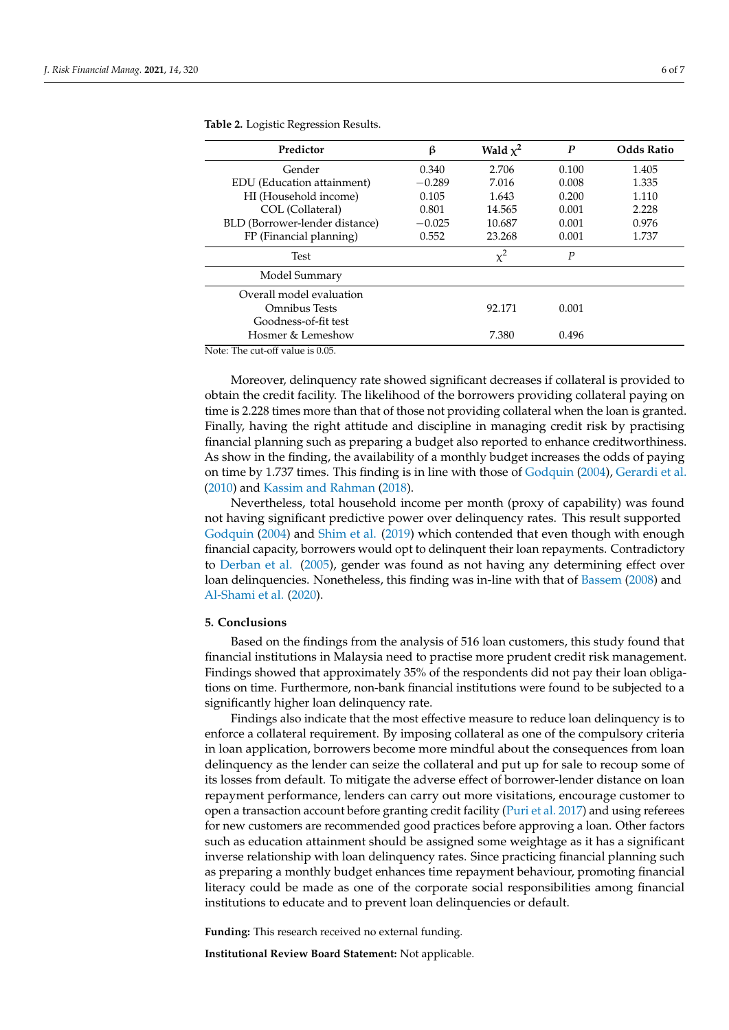**Table 2.** Logistic Regression Results.

| Predictor | β | Wald $\chi^2$ | $P$ | Odds Ratio |
|---|---|---|---|---|
| Gender | 0.340 | 2.706 | 0.100 | 1.405 |
| EDU (Education attainment) | −0.289 | 7.016 | 0.008 | 1.335 |
| HI (Household income) | 0.105 | 1.643 | 0.200 | 1.110 |
| COL (Collateral) | 0.801 | 14.565 | 0.001 | 2.228 |
| BLD (Borrower-lender distance) | −0.025 | 10.687 | 0.001 | 0.976 |
| FP (Financial planning) | 0.552 | 23.268 | 0.001 | 1.737 |
| Test | | $\chi^2$ | $P$ | |
| Model Summary | | | | |
| Overall model evaluation | | | | |
| Omnibus Tests | | 92.171 | 0.001 | |
| Goodness-of-fit test | | | | |
| Hosmer & Lemeshow | | 7.380 | 0.496 | |

Note: The cut-off value is 0.05.

Moreover, delinquency rate showed significant decreases if collateral is provided to obtain the credit facility. The likelihood of the borrowers providing collateral paying on time is 2.228 times more than that of those not providing collateral when the loan is granted. Finally, having the right attitude and discipline in managing credit risk by practising financial planning such as preparing a budget also reported to enhance creditworthiness. As show in the finding, the availability of a monthly budget increases the odds of paying on time by 1.737 times. This finding is in line with those of Godquin (2004), Gerardi et al. (2010) and Kassim and Rahman (2018).

Nevertheless, total household income per month (proxy of capability) was found not having significant predictive power over delinquency rates. This result supported Godquin (2004) and Shim et al. (2019) which contended that even though with enough financial capacity, borrowers would opt to delinquent their loan repayments. Contradictory to Derban et al. (2005), gender was found as not having any determining effect over loan delinquencies. Nonetheless, this finding was in-line with that of Bassem (2008) and Al-Shami et al. (2020).

## 5. Conclusions

Based on the findings from the analysis of 516 loan customers, this study found that financial institutions in Malaysia need to practise more prudent credit risk management. Findings showed that approximately 35% of the respondents did not pay their loan obligations on time. Furthermore, non-bank financial institutions were found to be subjected to a significantly higher loan delinquency rate.

Findings also indicate that the most effective measure to reduce loan delinquency is to enforce a collateral requirement. By imposing collateral as one of the compulsory criteria in loan application, borrowers become more mindful about the consequences from loan delinquency as the lender can seize the collateral and put up for sale to recoup some of its losses from default. To mitigate the adverse effect of borrower-lender distance on loan repayment performance, lenders can carry out more visitations, encourage customer to open a transaction account before granting credit facility (Puri et al. 2017) and using referees for new customers are recommended good practices before approving a loan. Other factors such as education attainment should be assigned some weightage as it has a significant inverse relationship with loan delinquency rates. Since practicing financial planning such as preparing a monthly budget enhances time repayment behaviour, promoting financial literacy could be made as one of the corporate social responsibilities among financial institutions to educate and to prevent loan delinquencies or default.

**Funding:** This research received no external funding.

**Institutional Review Board Statement:** Not applicable.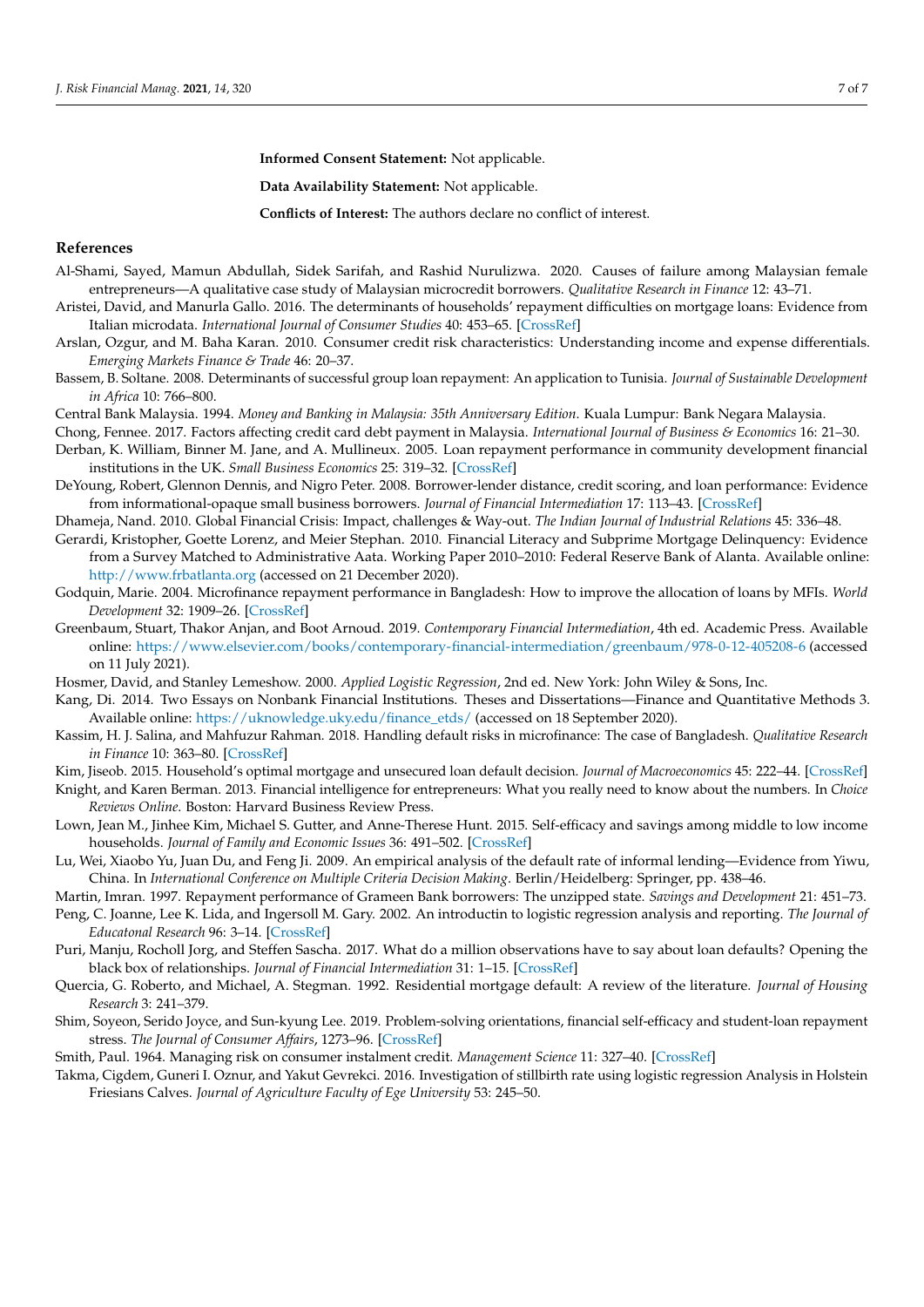**Informed Consent Statement:** Not applicable.

**Data Availability Statement:** Not applicable.

**Conflicts of Interest:** The authors declare no conflict of interest.

## References

Al-Shami, Sayed, Mamun Abdullah, Sidek Sarifah, and Rashid Nurulizwa. 2020. Causes of failure among Malaysian female entrepreneurs—A qualitative case study of Malaysian microcredit borrowers. *Qualitative Research in Finance* 12: 43–71.

Aristei, David, and Manurla Gallo. 2016. The determinants of households' repayment difficulties on mortgage loans: Evidence from Italian microdata. *International Journal of Consumer Studies* 40: 453–65. [CrossRef]

Arslan, Ozgur, and M. Baha Karan. 2010. Consumer credit risk characteristics: Understanding income and expense differentials. *Emerging Markets Finance & Trade* 46: 20–37.

Bassem, B. Soltane. 2008. Determinants of successful group loan repayment: An application to Tunisia. *Journal of Sustainable Development in Africa* 10: 766–800.

Central Bank Malaysia. 1994. *Money and Banking in Malaysia: 35th Anniversary Edition*. Kuala Lumpur: Bank Negara Malaysia.

Chong, Fennee. 2017. Factors affecting credit card debt payment in Malaysia. *International Journal of Business & Economics* 16: 21–30.

Derban, K. William, Binner M. Jane, and A. Mullineux. 2005. Loan repayment performance in community development financial institutions in the UK. *Small Business Economics* 25: 319–32. [CrossRef]

DeYoung, Robert, Glennon Dennis, and Nigro Peter. 2008. Borrower-lender distance, credit scoring, and loan performance: Evidence from informational-opaque small business borrowers. *Journal of Financial Intermediation* 17: 113–43. [CrossRef]

Dhameja, Nand. 2010. Global Financial Crisis: Impact, challenges & Way-out. *The Indian Journal of Industrial Relations* 45: 336–48.

Gerardi, Kristopher, Goette Lorenz, and Meier Stephan. 2010. Financial Literacy and Subprime Mortgage Delinquency: Evidence from a Survey Matched to Administrative Aata. Working Paper 2010–2010: Federal Reserve Bank of Alanta. Available online: http://www.frbatlanta.org (accessed on 21 December 2020).

Godquin, Marie. 2004. Microfinance repayment performance in Bangladesh: How to improve the allocation of loans by MFIs. *World Development* 32: 1909–26. [CrossRef]

Greenbaum, Stuart, Thakor Anjan, and Boot Arnoud. 2019. *Contemporary Financial Intermediation*, 4th ed. Academic Press. Available online: https://www.elsevier.com/books/contemporary-financial-intermediation/greenbaum/978-0-12-405208-6 (accessed on 11 July 2021).

Hosmer, David, and Stanley Lemeshow. 2000. *Applied Logistic Regression*, 2nd ed. New York: John Wiley & Sons, Inc.

Kang, Di. 2014. Two Essays on Nonbank Financial Institutions. Theses and Dissertations—Finance and Quantitative Methods 3. Available online: https://uknowledge.uky.edu/finance_etds/ (accessed on 18 September 2020).

Kassim, H. J. Salina, and Mahfuzur Rahman. 2018. Handling default risks in microfinance: The case of Bangladesh. *Qualitative Research in Finance* 10: 363–80. [CrossRef]

Kim, Jiseob. 2015. Household's optimal mortgage and unsecured loan default decision. *Journal of Macroeconomics* 45: 222–44. [CrossRef]

Knight, and Karen Berman. 2013. Financial intelligence for entrepreneurs: What you really need to know about the numbers. In *Choice Reviews Online*. Boston: Harvard Business Review Press.

Lown, Jean M., Jinhee Kim, Michael S. Gutter, and Anne-Therese Hunt. 2015. Self-efficacy and savings among middle to low income households. *Journal of Family and Economic Issues* 36: 491–502. [CrossRef]

Lu, Wei, Xiaobo Yu, Juan Du, and Feng Ji. 2009. An empirical analysis of the default rate of informal lending—Evidence from Yiwu, China. In *International Conference on Multiple Criteria Decision Making*. Berlin/Heidelberg: Springer, pp. 438–46.

Martin, Imran. 1997. Repayment performance of Grameen Bank borrowers: The unzipped state. *Savings and Development* 21: 451–73.

Peng, C. Joanne, Lee K. Lida, and Ingersoll M. Gary. 2002. An introductin to logistic regression analysis and reporting. *The Journal of Educatonal Research* 96: 3–14. [CrossRef]

Puri, Manju, Rocholl Jorg, and Steffen Sascha. 2017. What do a million observations have to say about loan defaults? Opening the black box of relationships. *Journal of Financial Intermediation* 31: 1–15. [CrossRef]

Quercia, G. Roberto, and Michael, A. Stegman. 1992. Residential mortgage default: A review of the literature. *Journal of Housing Research* 3: 241–379.

Shim, Soyeon, Serido Joyce, and Sun-kyung Lee. 2019. Problem-solving orientations, financial self-efficacy and student-loan repayment stress. *The Journal of Consumer Affairs*, 1273–96. [CrossRef]

Smith, Paul. 1964. Managing risk on consumer instalment credit. *Management Science* 11: 327–40. [CrossRef]

Takma, Cigdem, Guneri I. Oznur, and Yakut Gevrekci. 2016. Investigation of stillbirth rate using logistic regression Analysis in Holstein Friesians Calves. *Journal of Agriculture Faculty of Ege University* 53: 245–50.